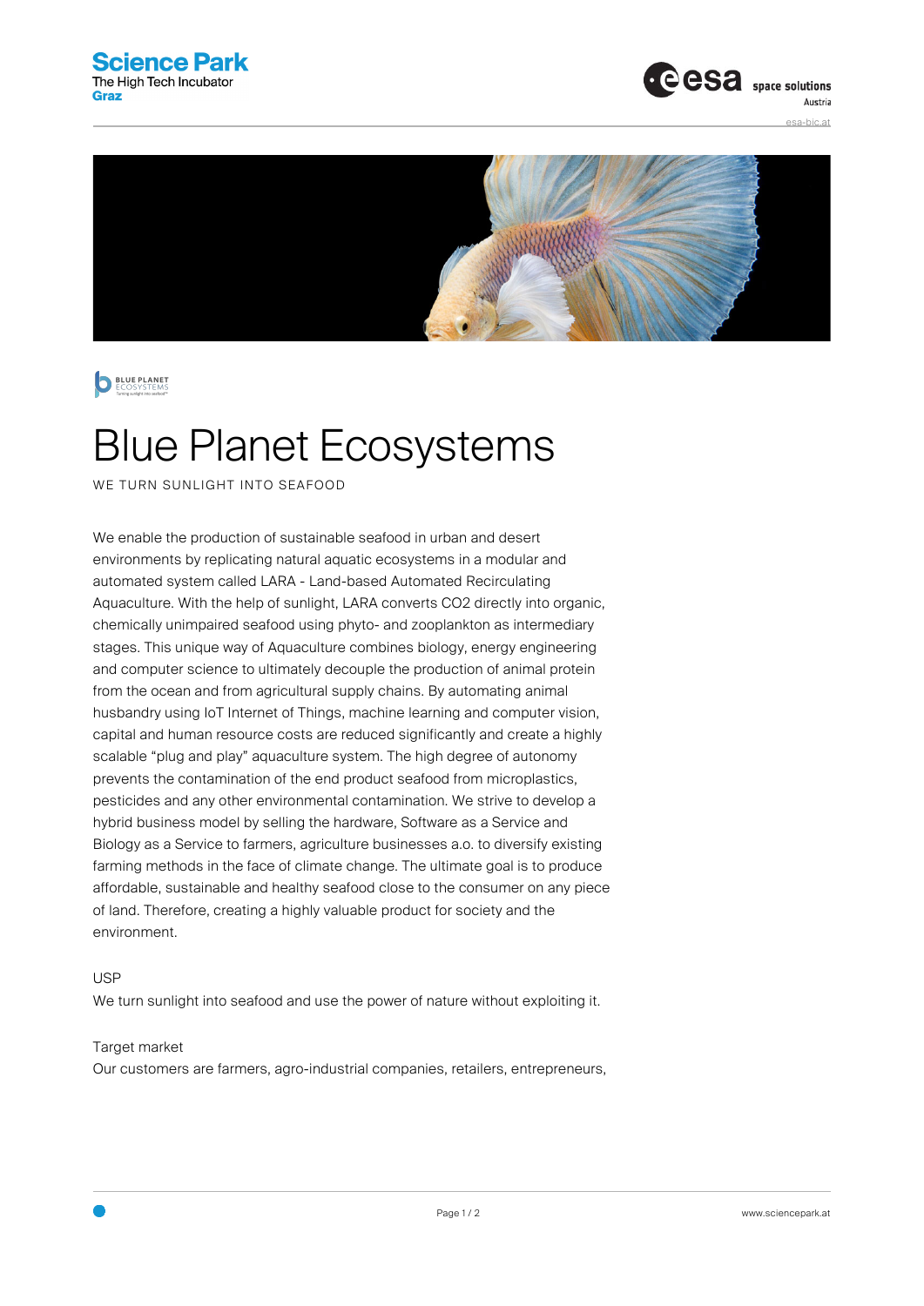# Blue Planet Ecosystems

WE TURN SUNLIGHT INTO SEAFOOD

We enable the production of sustainable seafood in urban and desert environments by replicating natural aquatic ecosystems in a modular and automated system called LARA - Land-based Automated Recirculating Aquaculture. With the help of sunlight, LARA converts $CO_2$ directly into organic, chemically unimpaired seafood using phyto- and zooplankton as intermediary stages. This unique way of Aquaculture combines biology, energy engineering and computer science to ultimately decouple the production of animal protein from the ocean and from agricultural supply chains. By automating animal husbandry using IoT Internet of Things, machine learning and computer vision, capital and human resource costs are reduced significantly and create a highly scalable "plug and play" aquaculture system. The high degree of autonomy prevents the contamination of the end product seafood from microplastics, pesticides and any other environmental contamination. We strive to develop a hybrid business model by selling the hardware, Software as a Service and Biology as a Service to farmers, agriculture businesses a.o. to diversify existing farming methods in the face of climate change. The ultimate goal is to produce affordable, sustainable and healthy seafood close to the consumer on any piece of land. Therefore, creating a highly valuable product for society and the environment.

USP

We turn sunlight into seafood and use the power of nature without exploiting it.

Target market

Our customers are farmers, agro-industrial companies, retailers, entrepreneurs,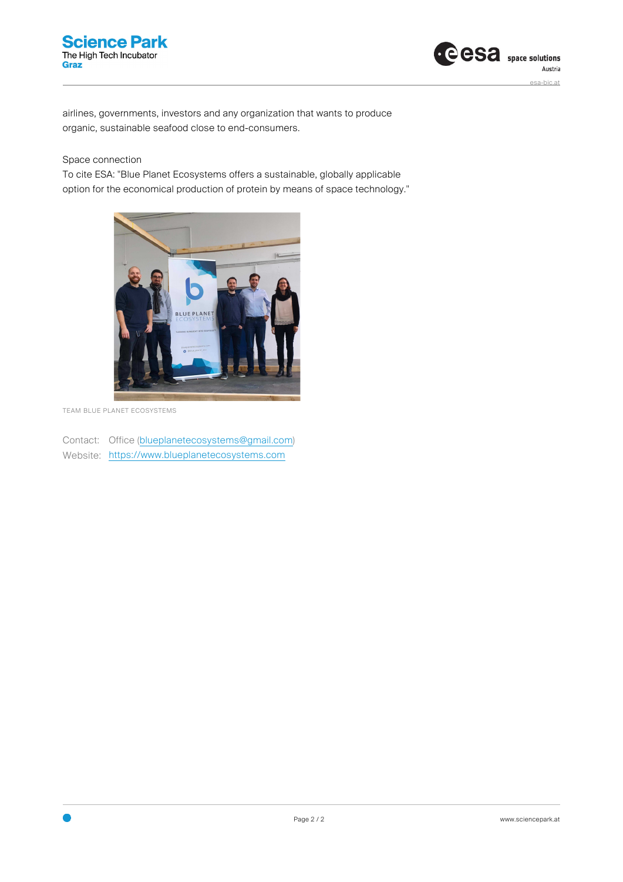airlines, governments, investors and any organization that wants to produce organic, sustainable seafood close to end-consumers.

Space connection

To cite ESA: "Blue Planet Ecosystems offers a sustainable, globally applicable option for the economical production of protein by means of space technology."

TEAM BLUE PLANET ECOSYSTEMS

Contact: Office (blueplanetecosystems@gmail.com)

Website: https://www.blueplanetecosystems.com